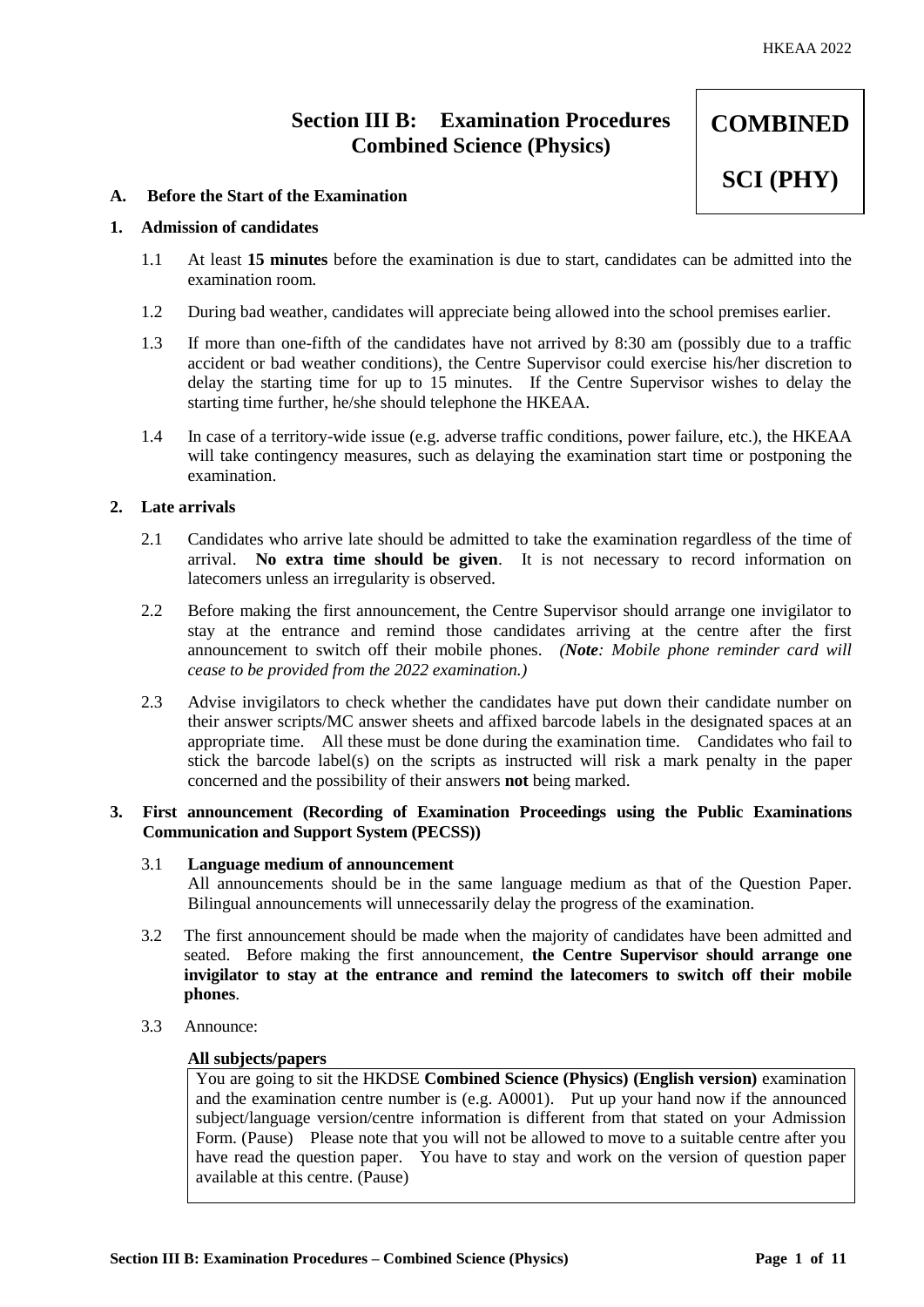# Section III B: Examination Procedures Combined Science (Physics)

**COMBINED SCI (PHY)**

## A. Before the Start of the Examination

### 1. Admission of candidates

1.1 At least **15 minutes** before the examination is due to start, candidates can be admitted into the examination room.

1.2 During bad weather, candidates will appreciate being allowed into the school premises earlier.

1.3 If more than one-fifth of the candidates have not arrived by 8:30 am (possibly due to a traffic accident or bad weather conditions), the Centre Supervisor could exercise his/her discretion to delay the starting time for up to 15 minutes. If the Centre Supervisor wishes to delay the starting time further, he/she should telephone the HKEAA.

1.4 In case of a territory-wide issue (e.g. adverse traffic conditions, power failure, etc.), the HKEAA will take contingency measures, such as delaying the examination start time or postponing the examination.

### 2. Late arrivals

2.1 Candidates who arrive late should be admitted to take the examination regardless of the time of arrival. **No extra time should be given**. It is not necessary to record information on latecomers unless an irregularity is observed.

2.2 Before making the first announcement, the Centre Supervisor should arrange one invigilator to stay at the entrance and remind those candidates arriving at the centre after the first announcement to switch off their mobile phones. *(**Note**: Mobile phone reminder card will cease to be provided from the 2022 examination.)*

2.3 Advise invigilators to check whether the candidates have put down their candidate number on their answer scripts/MC answer sheets and affixed barcode labels in the designated spaces at an appropriate time. All these must be done during the examination time. Candidates who fail to stick the barcode label(s) on the scripts as instructed will risk a mark penalty in the paper concerned and the possibility of their answers **not** being marked.

### 3. First announcement (Recording of Examination Proceedings using the Public Examinations Communication and Support System (PECSS))

3.1 **Language medium of announcement**
All announcements should be in the same language medium as that of the Question Paper. Bilingual announcements will unnecessarily delay the progress of the examination.

3.2 The first announcement should be made when the majority of candidates have been admitted and seated. Before making the first announcement, **the Centre Supervisor should arrange one invigilator to stay at the entrance and remind the latecomers to switch off their mobile phones**.

3.3 Announce:

**All subjects/papers**

> You are going to sit the HKDSE **Combined Science (Physics) (English version)** examination and the examination centre number is (e.g. A0001). Put up your hand now if the announced subject/language version/centre information is different from that stated on your Admission Form. (Pause) Please note that you will not be allowed to move to a suitable centre after you have read the question paper. You have to stay and work on the version of question paper available at this centre. (Pause)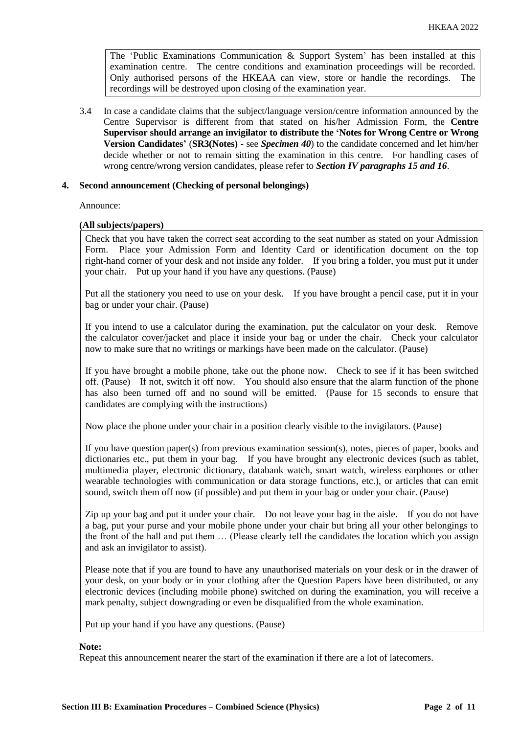> The 'Public Examinations Communication & Support System' has been installed at this examination centre. The centre conditions and examination proceedings will be recorded. Only authorised persons of the HKEAA can view, store or handle the recordings. The recordings will be destroyed upon closing of the examination year.

3.4 In case a candidate claims that the subject/language version/centre information announced by the Centre Supervisor is different from that stated on his/her Admission Form, the **Centre Supervisor should arrange an invigilator to distribute the 'Notes for Wrong Centre or Wrong Version Candidates'** (**SR3(Notes) -** see ***Specimen 40***) to the candidate concerned and let him/her decide whether or not to remain sitting the examination in this centre. For handling cases of wrong centre/wrong version candidates, please refer to ***Section IV paragraphs 15 and 16***.

## 4. Second announcement (Checking of personal belongings)

Announce:

**(All subjects/papers)**

> Check that you have taken the correct seat according to the seat number as stated on your Admission Form. Place your Admission Form and Identity Card or identification document on the top right-hand corner of your desk and not inside any folder. If you bring a folder, you must put it under your chair. Put up your hand if you have any questions. (Pause)
>
> Put all the stationery you need to use on your desk. If you have brought a pencil case, put it in your bag or under your chair. (Pause)
>
> If you intend to use a calculator during the examination, put the calculator on your desk. Remove the calculator cover/jacket and place it inside your bag or under the chair. Check your calculator now to make sure that no writings or markings have been made on the calculator. (Pause)
>
> If you have brought a mobile phone, take out the phone now. Check to see if it has been switched off. (Pause) If not, switch it off now. You should also ensure that the alarm function of the phone has also been turned off and no sound will be emitted. (Pause for 15 seconds to ensure that candidates are complying with the instructions)
>
> Now place the phone under your chair in a position clearly visible to the invigilators. (Pause)
>
> If you have question paper(s) from previous examination session(s), notes, pieces of paper, books and dictionaries etc., put them in your bag. If you have brought any electronic devices (such as tablet, multimedia player, electronic dictionary, databank watch, smart watch, wireless earphones or other wearable technologies with communication or data storage functions, etc.), or articles that can emit sound, switch them off now (if possible) and put them in your bag or under your chair. (Pause)
>
> Zip up your bag and put it under your chair. Do not leave your bag in the aisle. If you do not have a bag, put your purse and your mobile phone under your chair but bring all your other belongings to the front of the hall and put them … (Please clearly tell the candidates the location which you assign and ask an invigilator to assist).
>
> Please note that if you are found to have any unauthorised materials on your desk or in the drawer of your desk, on your body or in your clothing after the Question Papers have been distributed, or any electronic devices (including mobile phone) switched on during the examination, you will receive a mark penalty, subject downgrading or even be disqualified from the whole examination.
>
> Put up your hand if you have any questions. (Pause)

**Note:**

Repeat this announcement nearer the start of the examination if there are a lot of latecomers.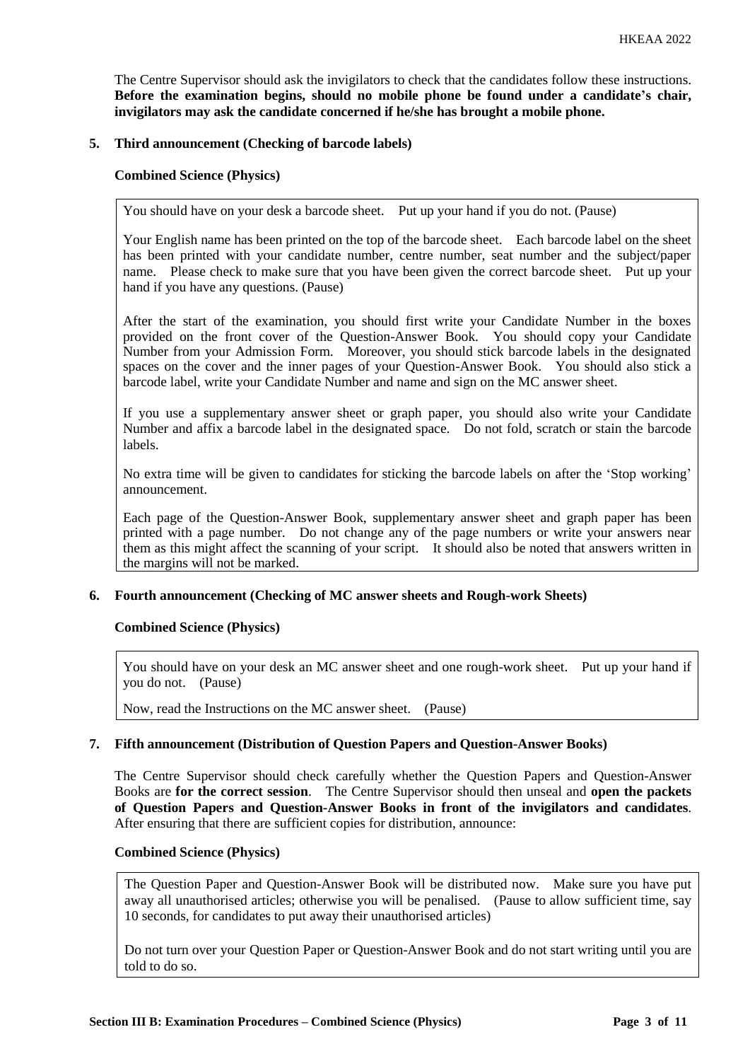The Centre Supervisor should ask the invigilators to check that the candidates follow these instructions. **Before the examination begins, should no mobile phone be found under a candidate's chair, invigilators may ask the candidate concerned if he/she has brought a mobile phone.**

## 5. Third announcement (Checking of barcode labels)

**Combined Science (Physics)**

> You should have on your desk a barcode sheet. Put up your hand if you do not. (Pause)
>
> Your English name has been printed on the top of the barcode sheet. Each barcode label on the sheet has been printed with your candidate number, centre number, seat number and the subject/paper name. Please check to make sure that you have been given the correct barcode sheet. Put up your hand if you have any questions. (Pause)
>
> After the start of the examination, you should first write your Candidate Number in the boxes provided on the front cover of the Question-Answer Book. You should copy your Candidate Number from your Admission Form. Moreover, you should stick barcode labels in the designated spaces on the cover and the inner pages of your Question-Answer Book. You should also stick a barcode label, write your Candidate Number and name and sign on the MC answer sheet.
>
> If you use a supplementary answer sheet or graph paper, you should also write your Candidate Number and affix a barcode label in the designated space. Do not fold, scratch or stain the barcode labels.
>
> No extra time will be given to candidates for sticking the barcode labels on after the 'Stop working' announcement.
>
> Each page of the Question-Answer Book, supplementary answer sheet and graph paper has been printed with a page number. Do not change any of the page numbers or write your answers near them as this might affect the scanning of your script. It should also be noted that answers written in the margins will not be marked.

## 6. Fourth announcement (Checking of MC answer sheets and Rough-work Sheets)

**Combined Science (Physics)**

> You should have on your desk an MC answer sheet and one rough-work sheet. Put up your hand if you do not. (Pause)
>
> Now, read the Instructions on the MC answer sheet. (Pause)

## 7. Fifth announcement (Distribution of Question Papers and Question-Answer Books)

The Centre Supervisor should check carefully whether the Question Papers and Question-Answer Books are **for the correct session**. The Centre Supervisor should then unseal and **open the packets of Question Papers and Question-Answer Books in front of the invigilators and candidates**. After ensuring that there are sufficient copies for distribution, announce:

**Combined Science (Physics)**

> The Question Paper and Question-Answer Book will be distributed now. Make sure you have put away all unauthorised articles; otherwise you will be penalised. (Pause to allow sufficient time, say 10 seconds, for candidates to put away their unauthorised articles)
>
> Do not turn over your Question Paper or Question-Answer Book and do not start writing until you are told to do so.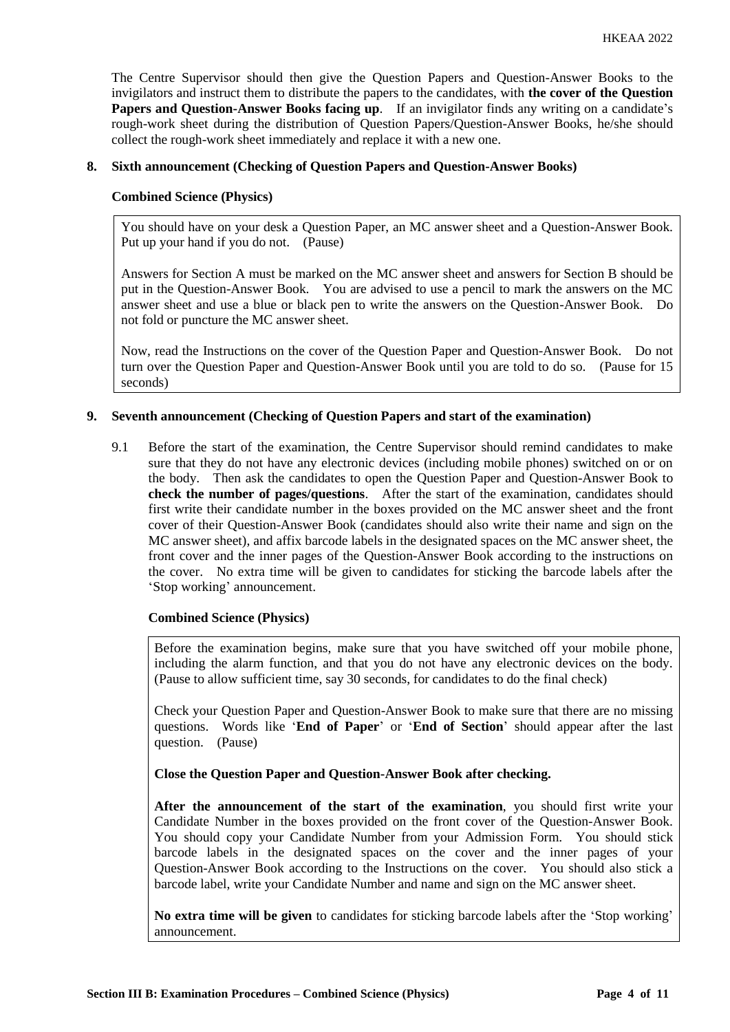The Centre Supervisor should then give the Question Papers and Question-Answer Books to the invigilators and instruct them to distribute the papers to the candidates, with **the cover of the Question Papers and Question-Answer Books facing up**. If an invigilator finds any writing on a candidate's rough-work sheet during the distribution of Question Papers/Question-Answer Books, he/she should collect the rough-work sheet immediately and replace it with a new one.

**8. Sixth announcement (Checking of Question Papers and Question-Answer Books)**

**Combined Science (Physics)**

> You should have on your desk a Question Paper, an MC answer sheet and a Question-Answer Book. Put up your hand if you do not. (Pause)
>
> Answers for Section A must be marked on the MC answer sheet and answers for Section B should be put in the Question-Answer Book. You are advised to use a pencil to mark the answers on the MC answer sheet and use a blue or black pen to write the answers on the Question-Answer Book. Do not fold or puncture the MC answer sheet.
>
> Now, read the Instructions on the cover of the Question Paper and Question-Answer Book. Do not turn over the Question Paper and Question-Answer Book until you are told to do so. (Pause for 15 seconds)

**9. Seventh announcement (Checking of Question Papers and start of the examination)**

9.1 Before the start of the examination, the Centre Supervisor should remind candidates to make sure that they do not have any electronic devices (including mobile phones) switched on or on the body. Then ask the candidates to open the Question Paper and Question-Answer Book to **check the number of pages/questions**. After the start of the examination, candidates should first write their candidate number in the boxes provided on the MC answer sheet and the front cover of their Question-Answer Book (candidates should also write their name and sign on the MC answer sheet), and affix barcode labels in the designated spaces on the MC answer sheet, the front cover and the inner pages of the Question-Answer Book according to the instructions on the cover. No extra time will be given to candidates for sticking the barcode labels after the 'Stop working' announcement.

**Combined Science (Physics)**

> Before the examination begins, make sure that you have switched off your mobile phone, including the alarm function, and that you do not have any electronic devices on the body. (Pause to allow sufficient time, say 30 seconds, for candidates to do the final check)
>
> Check your Question Paper and Question-Answer Book to make sure that there are no missing questions. Words like '**End of Paper**' or '**End of Section**' should appear after the last question. (Pause)
>
> **Close the Question Paper and Question-Answer Book after checking.**
>
> **After the announcement of the start of the examination**, you should first write your Candidate Number in the boxes provided on the front cover of the Question-Answer Book. You should copy your Candidate Number from your Admission Form. You should stick barcode labels in the designated spaces on the cover and the inner pages of your Question-Answer Book according to the Instructions on the cover. You should also stick a barcode label, write your Candidate Number and name and sign on the MC answer sheet.
>
> **No extra time will be given** to candidates for sticking barcode labels after the 'Stop working' announcement.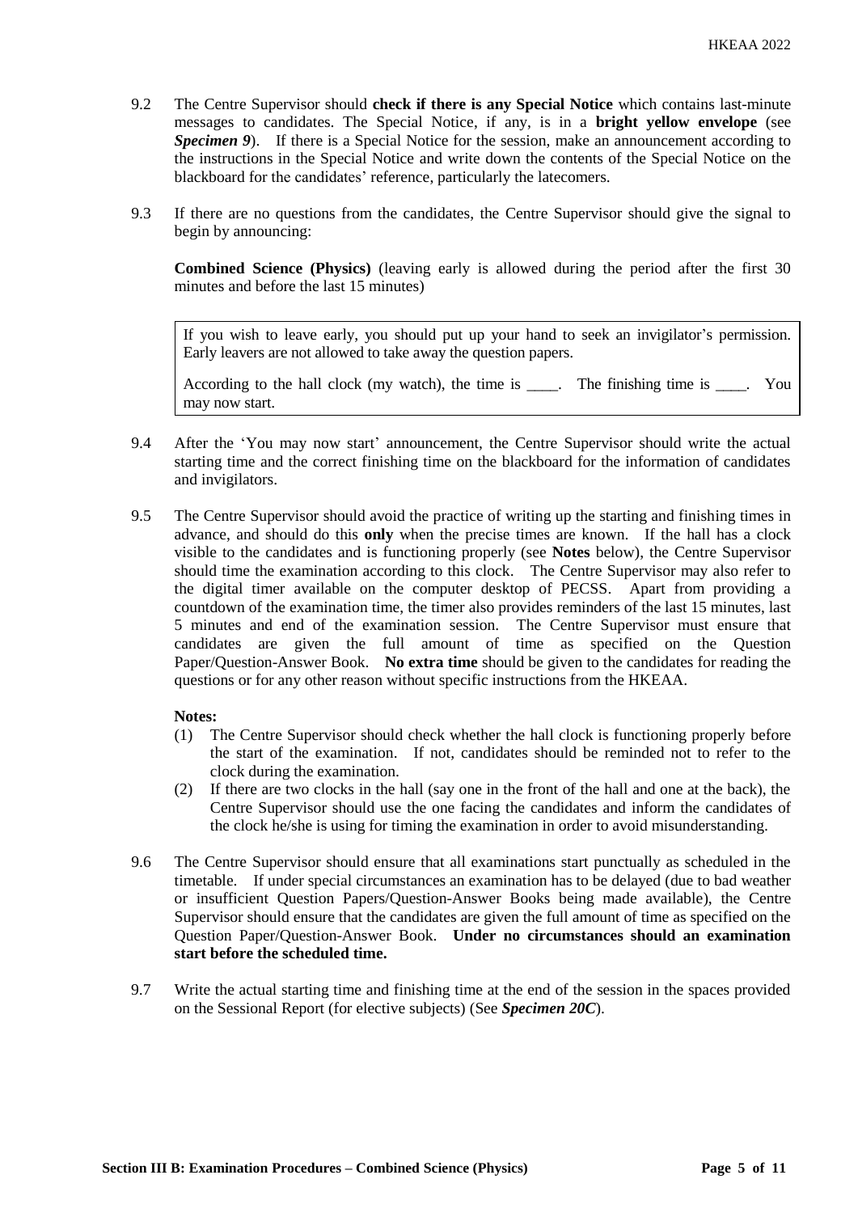9.2 The Centre Supervisor should **check if there is any Special Notice** which contains last-minute messages to candidates. The Special Notice, if any, is in a **bright yellow envelope** (see ***Specimen 9***). If there is a Special Notice for the session, make an announcement according to the instructions in the Special Notice and write down the contents of the Special Notice on the blackboard for the candidates' reference, particularly the latecomers.

9.3 If there are no questions from the candidates, the Centre Supervisor should give the signal to begin by announcing:

**Combined Science (Physics)** (leaving early is allowed during the period after the first 30 minutes and before the last 15 minutes)

> If you wish to leave early, you should put up your hand to seek an invigilator's permission. Early leavers are not allowed to take away the question papers.
>
> According to the hall clock (my watch), the time is ____. The finishing time is ____. You may now start.

9.4 After the 'You may now start' announcement, the Centre Supervisor should write the actual starting time and the correct finishing time on the blackboard for the information of candidates and invigilators.

9.5 The Centre Supervisor should avoid the practice of writing up the starting and finishing times in advance, and should do this **only** when the precise times are known. If the hall has a clock visible to the candidates and is functioning properly (see **Notes** below), the Centre Supervisor should time the examination according to this clock. The Centre Supervisor may also refer to the digital timer available on the computer desktop of PECSS. Apart from providing a countdown of the examination time, the timer also provides reminders of the last 15 minutes, last 5 minutes and end of the examination session. The Centre Supervisor must ensure that candidates are given the full amount of time as specified on the Question Paper/Question-Answer Book. **No extra time** should be given to the candidates for reading the questions or for any other reason without specific instructions from the HKEAA.

**Notes:**

(1) The Centre Supervisor should check whether the hall clock is functioning properly before the start of the examination. If not, candidates should be reminded not to refer to the clock during the examination.

(2) If there are two clocks in the hall (say one in the front of the hall and one at the back), the Centre Supervisor should use the one facing the candidates and inform the candidates of the clock he/she is using for timing the examination in order to avoid misunderstanding.

9.6 The Centre Supervisor should ensure that all examinations start punctually as scheduled in the timetable. If under special circumstances an examination has to be delayed (due to bad weather or insufficient Question Papers/Question-Answer Books being made available), the Centre Supervisor should ensure that the candidates are given the full amount of time as specified on the Question Paper/Question-Answer Book. **Under no circumstances should an examination start before the scheduled time.**

9.7 Write the actual starting time and finishing time at the end of the session in the spaces provided on the Sessional Report (for elective subjects) (See ***Specimen 20C***).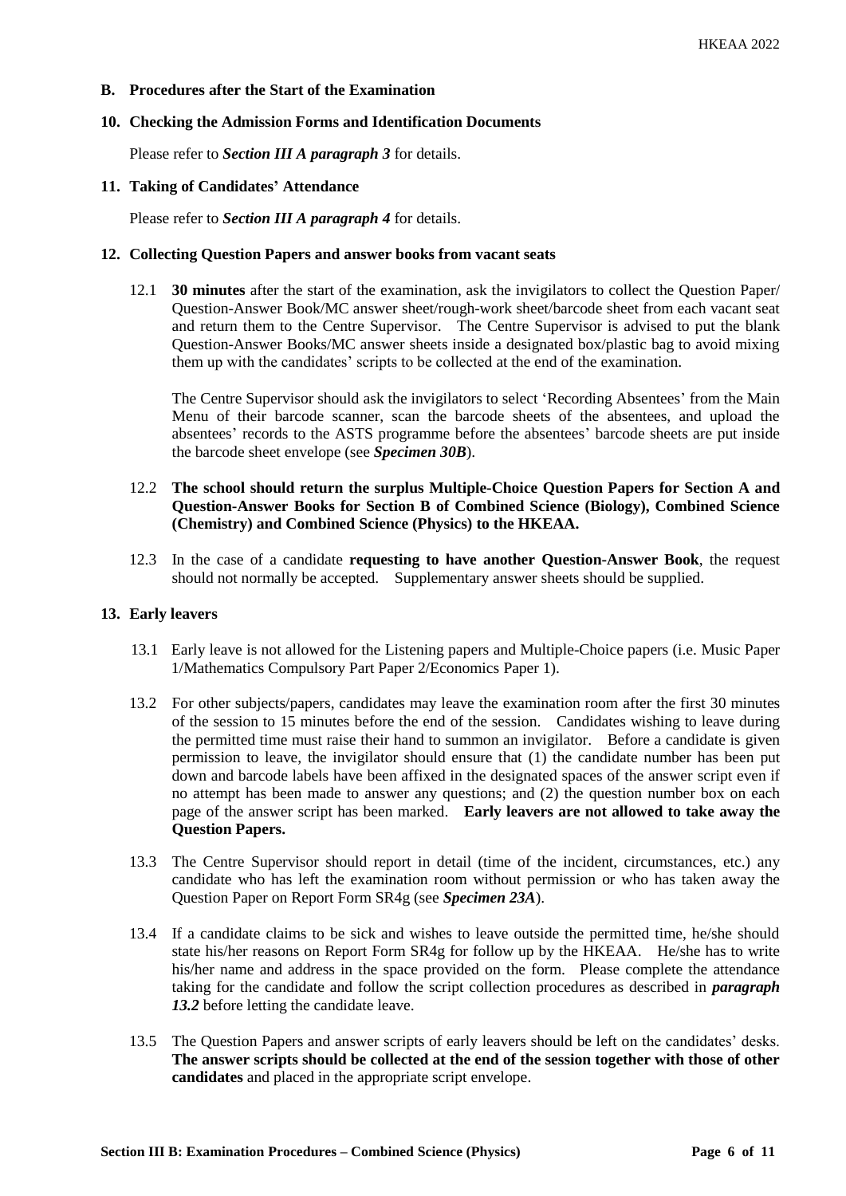## B. Procedures after the Start of the Examination

### 10. Checking the Admission Forms and Identification Documents

Please refer to ***Section III A paragraph 3*** for details.

### 11. Taking of Candidates' Attendance

Please refer to ***Section III A paragraph 4*** for details.

### 12. Collecting Question Papers and answer books from vacant seats

12.1 **30 minutes** after the start of the examination, ask the invigilators to collect the Question Paper/ Question-Answer Book/MC answer sheet/rough-work sheet/barcode sheet from each vacant seat and return them to the Centre Supervisor. The Centre Supervisor is advised to put the blank Question-Answer Books/MC answer sheets inside a designated box/plastic bag to avoid mixing them up with the candidates' scripts to be collected at the end of the examination.

The Centre Supervisor should ask the invigilators to select 'Recording Absentees' from the Main Menu of their barcode scanner, scan the barcode sheets of the absentees, and upload the absentees' records to the ASTS programme before the absentees' barcode sheets are put inside the barcode sheet envelope (see ***Specimen 30B***).

12.2 **The school should return the surplus Multiple-Choice Question Papers for Section A and Question-Answer Books for Section B of Combined Science (Biology), Combined Science (Chemistry) and Combined Science (Physics) to the HKEAA.**

12.3 In the case of a candidate **requesting to have another Question-Answer Book**, the request should not normally be accepted. Supplementary answer sheets should be supplied.

### 13. Early leavers

13.1 Early leave is not allowed for the Listening papers and Multiple-Choice papers (i.e. Music Paper 1/Mathematics Compulsory Part Paper 2/Economics Paper 1).

13.2 For other subjects/papers, candidates may leave the examination room after the first 30 minutes of the session to 15 minutes before the end of the session. Candidates wishing to leave during the permitted time must raise their hand to summon an invigilator. Before a candidate is given permission to leave, the invigilator should ensure that (1) the candidate number has been put down and barcode labels have been affixed in the designated spaces of the answer script even if no attempt has been made to answer any questions; and (2) the question number box on each page of the answer script has been marked. **Early leavers are not allowed to take away the Question Papers.**

13.3 The Centre Supervisor should report in detail (time of the incident, circumstances, etc.) any candidate who has left the examination room without permission or who has taken away the Question Paper on Report Form SR4g (see ***Specimen 23A***).

13.4 If a candidate claims to be sick and wishes to leave outside the permitted time, he/she should state his/her reasons on Report Form SR4g for follow up by the HKEAA. He/she has to write his/her name and address in the space provided on the form. Please complete the attendance taking for the candidate and follow the script collection procedures as described in ***paragraph 13.2*** before letting the candidate leave.

13.5 The Question Papers and answer scripts of early leavers should be left on the candidates' desks. **The answer scripts should be collected at the end of the session together with those of other candidates** and placed in the appropriate script envelope.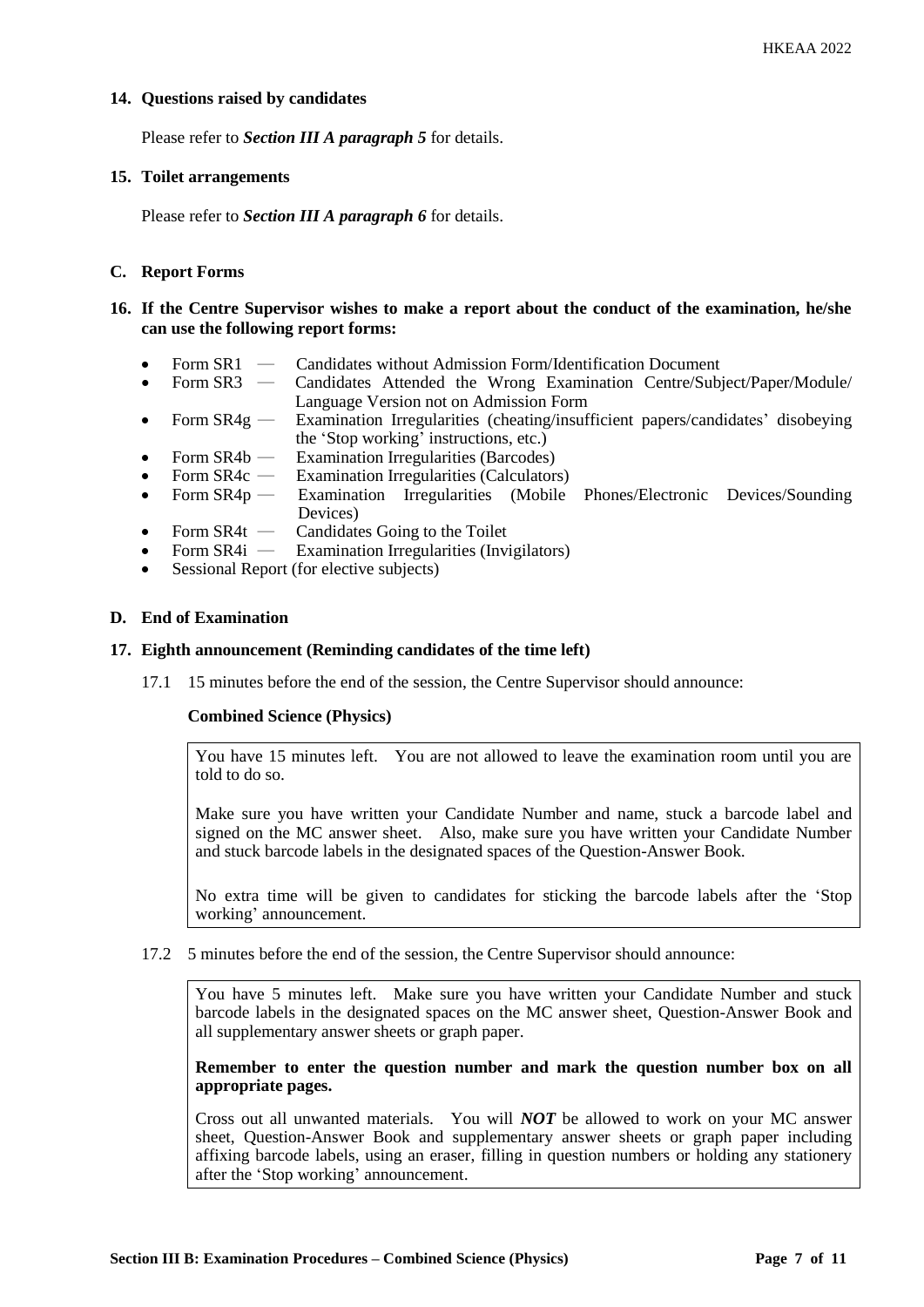**14. Questions raised by candidates**

Please refer to ***Section III A paragraph 5*** for details.

**15. Toilet arrangements**

Please refer to ***Section III A paragraph 6*** for details.

**C. Report Forms**

**16. If the Centre Supervisor wishes to make a report about the conduct of the examination, he/she can use the following report forms:**

- Form SR1 — Candidates without Admission Form/Identification Document
- Form SR3 — Candidates Attended the Wrong Examination Centre/Subject/Paper/Module/ Language Version not on Admission Form
- Form SR4g — Examination Irregularities (cheating/insufficient papers/candidates' disobeying the 'Stop working' instructions, etc.)
- Form SR4b — Examination Irregularities (Barcodes)
- Form SR4c — Examination Irregularities (Calculators)
- Form SR4p — Examination Irregularities (Mobile Phones/Electronic Devices/Sounding Devices)
- Form SR4t — Candidates Going to the Toilet
- Form SR4i — Examination Irregularities (Invigilators)
- Sessional Report (for elective subjects)

**D. End of Examination**

**17. Eighth announcement (Reminding candidates of the time left)**

17.1 15 minutes before the end of the session, the Centre Supervisor should announce:

**Combined Science (Physics)**

> You have 15 minutes left. You are not allowed to leave the examination room until you are told to do so.
>
> Make sure you have written your Candidate Number and name, stuck a barcode label and signed on the MC answer sheet. Also, make sure you have written your Candidate Number and stuck barcode labels in the designated spaces of the Question-Answer Book.
>
> No extra time will be given to candidates for sticking the barcode labels after the 'Stop working' announcement.

17.2 5 minutes before the end of the session, the Centre Supervisor should announce:

> You have 5 minutes left. Make sure you have written your Candidate Number and stuck barcode labels in the designated spaces on the MC answer sheet, Question-Answer Book and all supplementary answer sheets or graph paper.
>
> **Remember to enter the question number and mark the question number box on all appropriate pages.**
>
> Cross out all unwanted materials. You will ***NOT*** be allowed to work on your MC answer sheet, Question-Answer Book and supplementary answer sheets or graph paper including affixing barcode labels, using an eraser, filling in question numbers or holding any stationery after the 'Stop working' announcement.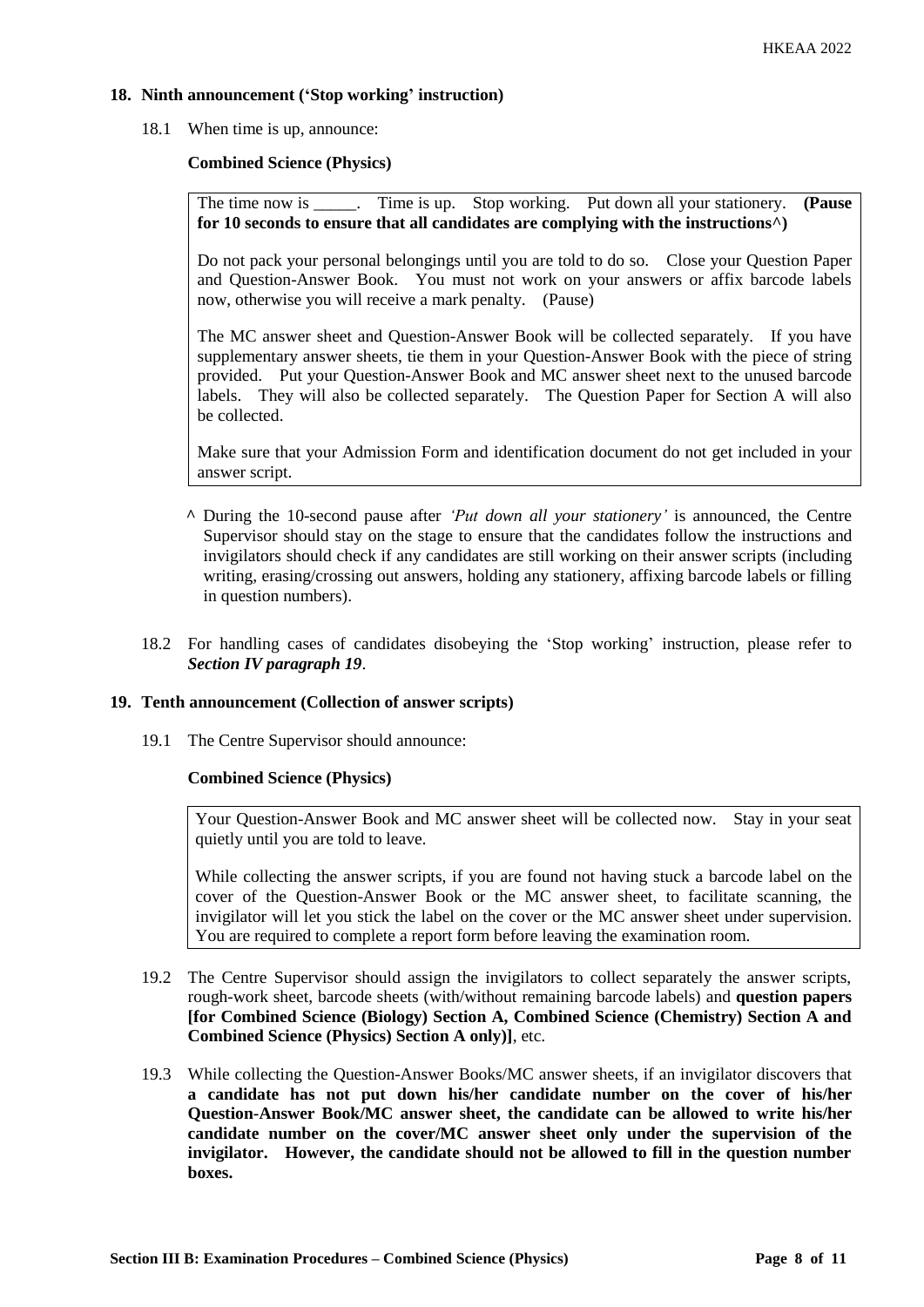**18. Ninth announcement ('Stop working' instruction)**

18.1 When time is up, announce:

**Combined Science (Physics)**

> The time now is _____. Time is up. Stop working. Put down all your stationery. **(Pause for 10 seconds to ensure that all candidates are complying with the instructions^)**
>
> Do not pack your personal belongings until you are told to do so. Close your Question Paper and Question-Answer Book. You must not work on your answers or affix barcode labels now, otherwise you will receive a mark penalty. (Pause)
>
> The MC answer sheet and Question-Answer Book will be collected separately. If you have supplementary answer sheets, tie them in your Question-Answer Book with the piece of string provided. Put your Question-Answer Book and MC answer sheet next to the unused barcode labels. They will also be collected separately. The Question Paper for Section A will also be collected.
>
> Make sure that your Admission Form and identification document do not get included in your answer script.

^ During the 10-second pause after *'Put down all your stationery'* is announced, the Centre Supervisor should stay on the stage to ensure that the candidates follow the instructions and invigilators should check if any candidates are still working on their answer scripts (including writing, erasing/crossing out answers, holding any stationery, affixing barcode labels or filling in question numbers).

18.2 For handling cases of candidates disobeying the 'Stop working' instruction, please refer to ***Section IV paragraph 19***.

**19. Tenth announcement (Collection of answer scripts)**

19.1 The Centre Supervisor should announce:

**Combined Science (Physics)**

> Your Question-Answer Book and MC answer sheet will be collected now. Stay in your seat quietly until you are told to leave.
>
> While collecting the answer scripts, if you are found not having stuck a barcode label on the cover of the Question-Answer Book or the MC answer sheet, to facilitate scanning, the invigilator will let you stick the label on the cover or the MC answer sheet under supervision. You are required to complete a report form before leaving the examination room.

19.2 The Centre Supervisor should assign the invigilators to collect separately the answer scripts, rough-work sheet, barcode sheets (with/without remaining barcode labels) and **question papers [for Combined Science (Biology) Section A, Combined Science (Chemistry) Section A and Combined Science (Physics) Section A only)]**, etc.

19.3 While collecting the Question-Answer Books/MC answer sheets, if an invigilator discovers that **a candidate has not put down his/her candidate number on the cover of his/her Question-Answer Book/MC answer sheet, the candidate can be allowed to write his/her candidate number on the cover/MC answer sheet only under the supervision of the invigilator. However, the candidate should not be allowed to fill in the question number boxes.**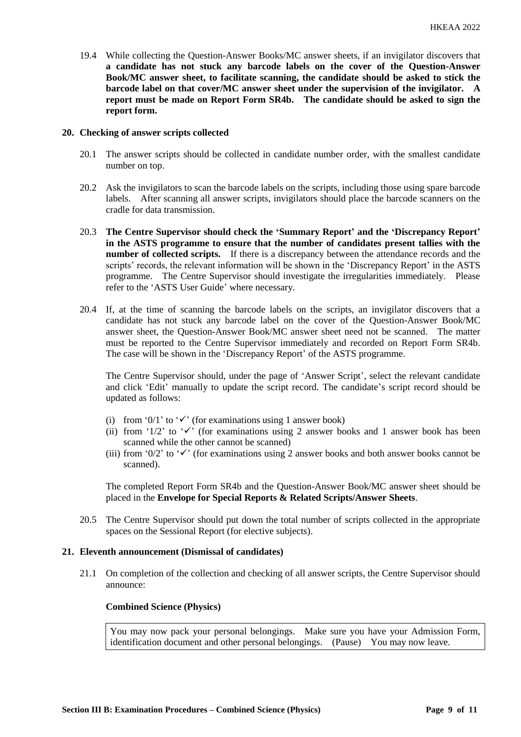19.4 While collecting the Question-Answer Books/MC answer sheets, if an invigilator discovers that **a candidate has not stuck any barcode labels on the cover of the Question-Answer Book/MC answer sheet, to facilitate scanning, the candidate should be asked to stick the barcode label on that cover/MC answer sheet under the supervision of the invigilator. A report must be made on Report Form SR4b. The candidate should be asked to sign the report form.**

## 20. Checking of answer scripts collected

20.1 The answer scripts should be collected in candidate number order, with the smallest candidate number on top.

20.2 Ask the invigilators to scan the barcode labels on the scripts, including those using spare barcode labels. After scanning all answer scripts, invigilators should place the barcode scanners on the cradle for data transmission.

20.3 **The Centre Supervisor should check the 'Summary Report' and the 'Discrepancy Report' in the ASTS programme to ensure that the number of candidates present tallies with the number of collected scripts.** If there is a discrepancy between the attendance records and the scripts' records, the relevant information will be shown in the 'Discrepancy Report' in the ASTS programme. The Centre Supervisor should investigate the irregularities immediately. Please refer to the 'ASTS User Guide' where necessary.

20.4 If, at the time of scanning the barcode labels on the scripts, an invigilator discovers that a candidate has not stuck any barcode label on the cover of the Question-Answer Book/MC answer sheet, the Question-Answer Book/MC answer sheet need not be scanned. The matter must be reported to the Centre Supervisor immediately and recorded on Report Form SR4b. The case will be shown in the 'Discrepancy Report' of the ASTS programme.

The Centre Supervisor should, under the page of 'Answer Script', select the relevant candidate and click 'Edit' manually to update the script record. The candidate's script record should be updated as follows:

(i) from '0/1' to '✓' (for examinations using 1 answer book)
(ii) from '1/2' to '✓' (for examinations using 2 answer books and 1 answer book has been scanned while the other cannot be scanned)
(iii) from '0/2' to '✓' (for examinations using 2 answer books and both answer books cannot be scanned).

The completed Report Form SR4b and the Question-Answer Book/MC answer sheet should be placed in the **Envelope for Special Reports & Related Scripts/Answer Sheets**.

20.5 The Centre Supervisor should put down the total number of scripts collected in the appropriate spaces on the Sessional Report (for elective subjects).

## 21. Eleventh announcement (Dismissal of candidates)

21.1 On completion of the collection and checking of all answer scripts, the Centre Supervisor should announce:

**Combined Science (Physics)**

| You may now pack your personal belongings. Make sure you have your Admission Form, identification document and other personal belongings. (Pause) You may now leave. |
|---|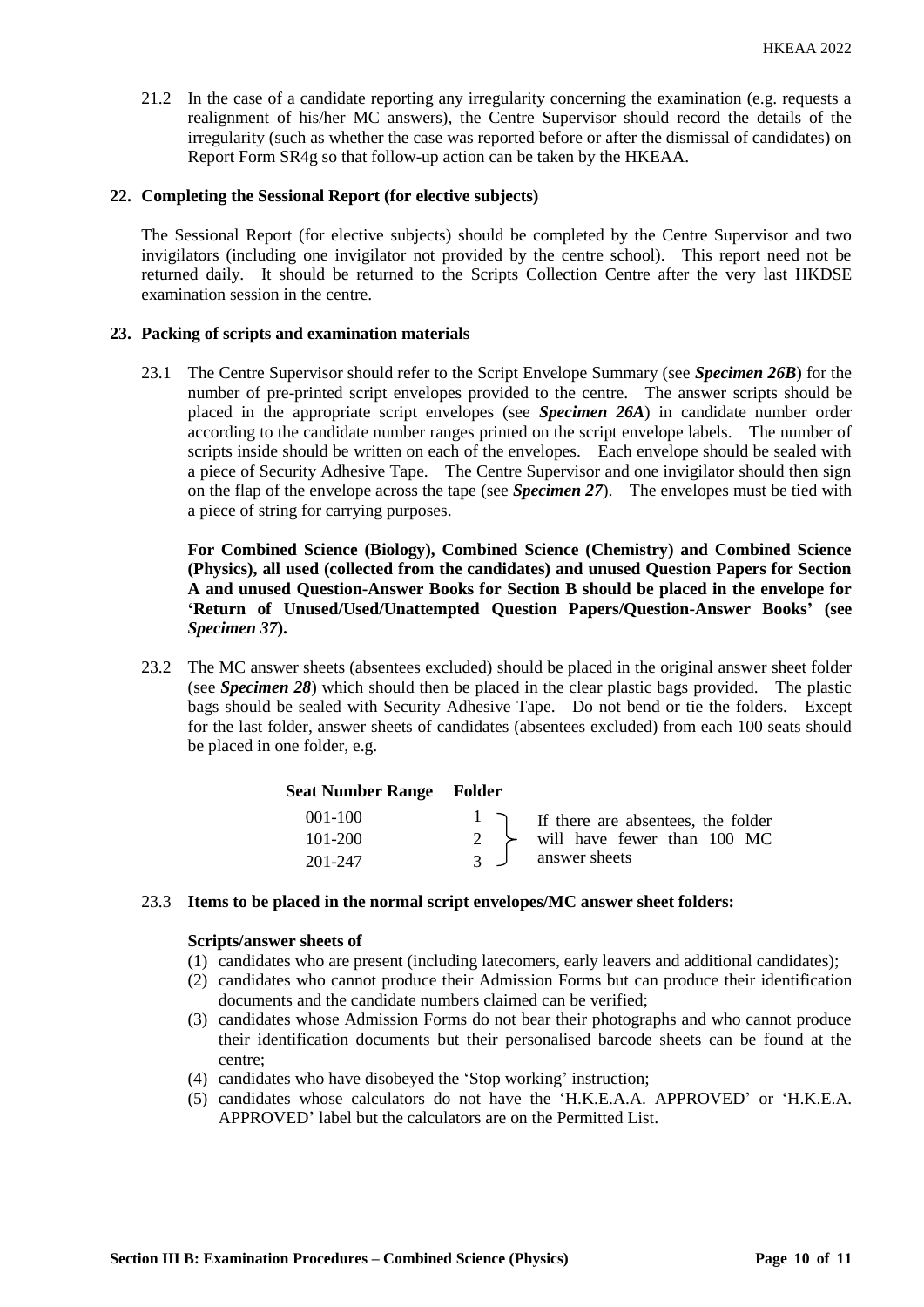21.2 In the case of a candidate reporting any irregularity concerning the examination (e.g. requests a realignment of his/her MC answers), the Centre Supervisor should record the details of the irregularity (such as whether the case was reported before or after the dismissal of candidates) on Report Form SR4g so that follow-up action can be taken by the HKEAA.

## 22. Completing the Sessional Report (for elective subjects)

The Sessional Report (for elective subjects) should be completed by the Centre Supervisor and two invigilators (including one invigilator not provided by the centre school). This report need not be returned daily. It should be returned to the Scripts Collection Centre after the very last HKDSE examination session in the centre.

## 23. Packing of scripts and examination materials

23.1 The Centre Supervisor should refer to the Script Envelope Summary (see ***Specimen 26B***) for the number of pre-printed script envelopes provided to the centre. The answer scripts should be placed in the appropriate script envelopes (see ***Specimen 26A***) in candidate number order according to the candidate number ranges printed on the script envelope labels. The number of scripts inside should be written on each of the envelopes. Each envelope should be sealed with a piece of Security Adhesive Tape. The Centre Supervisor and one invigilator should then sign on the flap of the envelope across the tape (see ***Specimen 27***). The envelopes must be tied with a piece of string for carrying purposes.

**For Combined Science (Biology), Combined Science (Chemistry) and Combined Science (Physics), all used (collected from the candidates) and unused Question Papers for Section A and unused Question-Answer Books for Section B should be placed in the envelope for 'Return of Unused/Used/Unattempted Question Papers/Question-Answer Books' (see *Specimen 37*).**

23.2 The MC answer sheets (absentees excluded) should be placed in the original answer sheet folder (see ***Specimen 28***) which should then be placed in the clear plastic bags provided. The plastic bags should be sealed with Security Adhesive Tape. Do not bend or tie the folders. Except for the last folder, answer sheets of candidates (absentees excluded) from each 100 seats should be placed in one folder, e.g.

| Seat Number Range | Folder | |
|---|---|---|
| 001-100 | 1 | If there are absentees, the folder will have fewer than 100 MC answer sheets |
| 101-200 | 2 | |
| 201-247 | 3 | |

23.3 **Items to be placed in the normal script envelopes/MC answer sheet folders:**

**Scripts/answer sheets of**

(1) candidates who are present (including latecomers, early leavers and additional candidates);
(2) candidates who cannot produce their Admission Forms but can produce their identification documents and the candidate numbers claimed can be verified;
(3) candidates whose Admission Forms do not bear their photographs and who cannot produce their identification documents but their personalised barcode sheets can be found at the centre;
(4) candidates who have disobeyed the 'Stop working' instruction;
(5) candidates whose calculators do not have the 'H.K.E.A.A. APPROVED' or 'H.K.E.A. APPROVED' label but the calculators are on the Permitted List.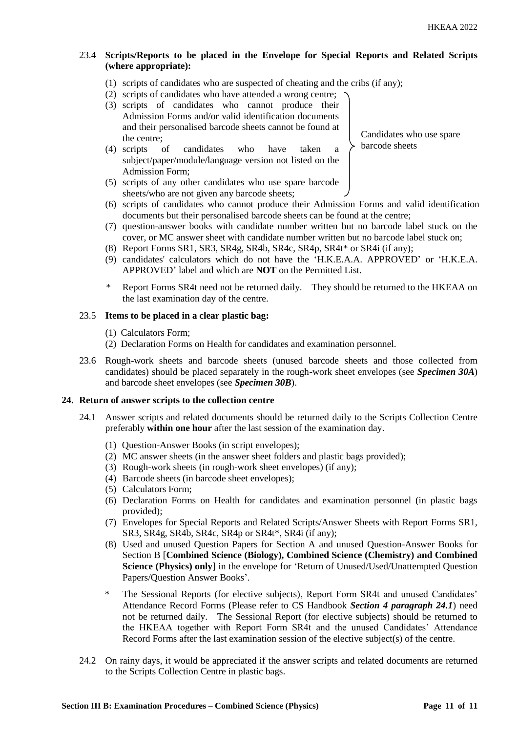23.4 **Scripts/Reports to be placed in the Envelope for Special Reports and Related Scripts (where appropriate):**

(1) scripts of candidates who are suspected of cheating and the cribs (if any);
(2) scripts of candidates who have attended a wrong centre;
(3) scripts of candidates who cannot produce their Admission Forms and/or valid identification documents and their personalised barcode sheets cannot be found at the centre;
(4) scripts of candidates who have taken a subject/paper/module/language version not listed on the Admission Form;
(5) scripts of any other candidates who use spare barcode sheets/who are not given any barcode sheets;

} Candidates who use spare barcode sheets

(6) scripts of candidates who cannot produce their Admission Forms and valid identification documents but their personalised barcode sheets can be found at the centre;
(7) question-answer books with candidate number written but no barcode label stuck on the cover, or MC answer sheet with candidate number written but no barcode label stuck on;
(8) Report Forms SR1, SR3, SR4g, SR4b, SR4c, SR4p, SR4t* or SR4i (if any);
(9) candidates' calculators which do not have the 'H.K.E.A.A. APPROVED' or 'H.K.E.A. APPROVED' label and which are **NOT** on the Permitted List.

\* Report Forms SR4t need not be returned daily. They should be returned to the HKEAA on the last examination day of the centre.

23.5 **Items to be placed in a clear plastic bag:**

(1) Calculators Form;
(2) Declaration Forms on Health for candidates and examination personnel.

23.6 Rough-work sheets and barcode sheets (unused barcode sheets and those collected from candidates) should be placed separately in the rough-work sheet envelopes (see ***Specimen 30A***) and barcode sheet envelopes (see ***Specimen 30B***).

**24. Return of answer scripts to the collection centre**

24.1 Answer scripts and related documents should be returned daily to the Scripts Collection Centre preferably **within one hour** after the last session of the examination day.

(1) Question-Answer Books (in script envelopes);
(2) MC answer sheets (in the answer sheet folders and plastic bags provided);
(3) Rough-work sheets (in rough-work sheet envelopes) (if any);
(4) Barcode sheets (in barcode sheet envelopes);
(5) Calculators Form;
(6) Declaration Forms on Health for candidates and examination personnel (in plastic bags provided);
(7) Envelopes for Special Reports and Related Scripts/Answer Sheets with Report Forms SR1, SR3, SR4g, SR4b, SR4c, SR4p or SR4t*, SR4i (if any);
(8) Used and unused Question Papers for Section A and unused Question-Answer Books for Section B [**Combined Science (Biology), Combined Science (Chemistry) and Combined Science (Physics) only**] in the envelope for 'Return of Unused/Used/Unattempted Question Papers/Question Answer Books'.

\* The Sessional Reports (for elective subjects), Report Form SR4t and unused Candidates' Attendance Record Forms (Please refer to CS Handbook ***Section 4 paragraph 24.1***) need not be returned daily. The Sessional Report (for elective subjects) should be returned to the HKEAA together with Report Form SR4t and the unused Candidates' Attendance Record Forms after the last examination session of the elective subject(s) of the centre.

24.2 On rainy days, it would be appreciated if the answer scripts and related documents are returned to the Scripts Collection Centre in plastic bags.